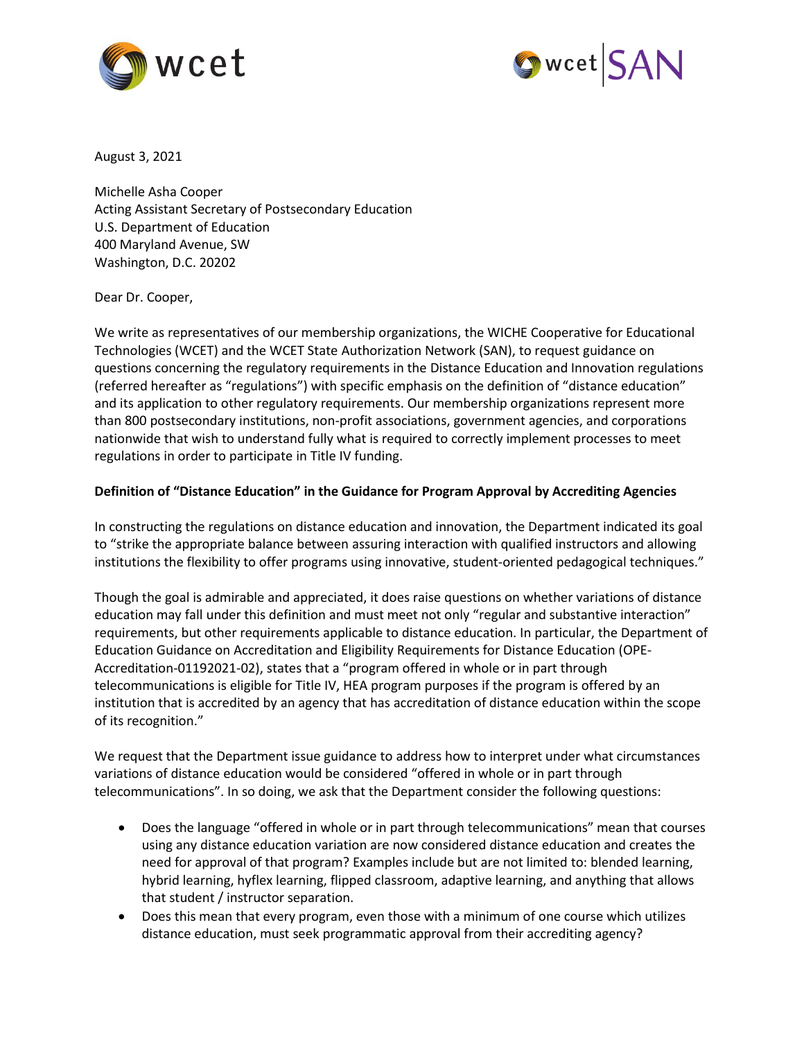August 3, 2021

Michelle Asha Cooper
Acting Assistant Secretary of Postsecondary Education
U.S. Department of Education
400 Maryland Avenue, SW
Washington, D.C. 20202

Dear Dr. Cooper,

We write as representatives of our membership organizations, the WICHE Cooperative for Educational Technologies (WCET) and the WCET State Authorization Network (SAN), to request guidance on questions concerning the regulatory requirements in the Distance Education and Innovation regulations (referred hereafter as "regulations") with specific emphasis on the definition of "distance education" and its application to other regulatory requirements. Our membership organizations represent more than 800 postsecondary institutions, non-profit associations, government agencies, and corporations nationwide that wish to understand fully what is required to correctly implement processes to meet regulations in order to participate in Title IV funding.

**Definition of "Distance Education" in the Guidance for Program Approval by Accrediting Agencies**

In constructing the regulations on distance education and innovation, the Department indicated its goal to "strike the appropriate balance between assuring interaction with qualified instructors and allowing institutions the flexibility to offer programs using innovative, student-oriented pedagogical techniques."

Though the goal is admirable and appreciated, it does raise questions on whether variations of distance education may fall under this definition and must meet not only "regular and substantive interaction" requirements, but other requirements applicable to distance education. In particular, the Department of Education Guidance on Accreditation and Eligibility Requirements for Distance Education (OPE-Accreditation-01192021-02), states that a "program offered in whole or in part through telecommunications is eligible for Title IV, HEA program purposes if the program is offered by an institution that is accredited by an agency that has accreditation of distance education within the scope of its recognition."

We request that the Department issue guidance to address how to interpret under what circumstances variations of distance education would be considered "offered in whole or in part through telecommunications". In so doing, we ask that the Department consider the following questions:

- Does the language "offered in whole or in part through telecommunications" mean that courses using any distance education variation are now considered distance education and creates the need for approval of that program? Examples include but are not limited to: blended learning, hybrid learning, hyflex learning, flipped classroom, adaptive learning, and anything that allows that student / instructor separation.
- Does this mean that every program, even those with a minimum of one course which utilizes distance education, must seek programmatic approval from their accrediting agency?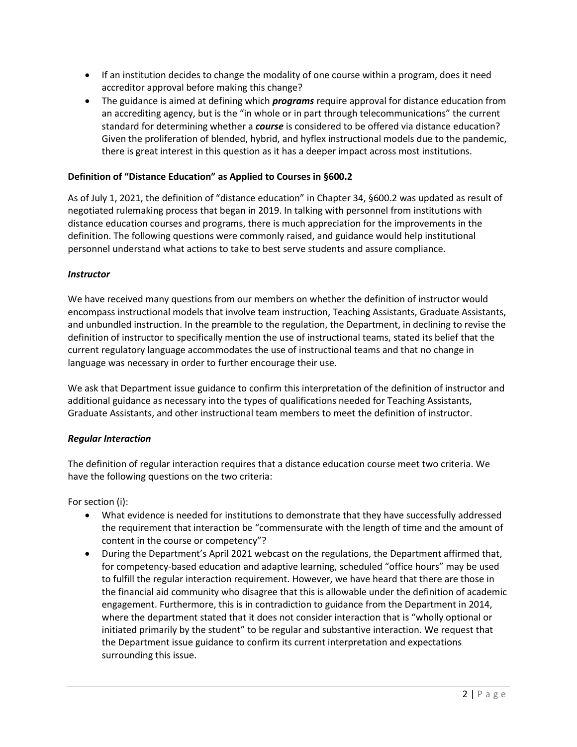- If an institution decides to change the modality of one course within a program, does it need accreditor approval before making this change?
- The guidance is aimed at defining which ***programs*** require approval for distance education from an accrediting agency, but is the "in whole or in part through telecommunications" the current standard for determining whether a ***course*** is considered to be offered via distance education? Given the proliferation of blended, hybrid, and hyflex instructional models due to the pandemic, there is great interest in this question as it has a deeper impact across most institutions.

**Definition of "Distance Education" as Applied to Courses in §600.2**

As of July 1, 2021, the definition of "distance education" in Chapter 34, §600.2 was updated as result of negotiated rulemaking process that began in 2019. In talking with personnel from institutions with distance education courses and programs, there is much appreciation for the improvements in the definition. The following questions were commonly raised, and guidance would help institutional personnel understand what actions to take to best serve students and assure compliance.

***Instructor***

We have received many questions from our members on whether the definition of instructor would encompass instructional models that involve team instruction, Teaching Assistants, Graduate Assistants, and unbundled instruction. In the preamble to the regulation, the Department, in declining to revise the definition of instructor to specifically mention the use of instructional teams, stated its belief that the current regulatory language accommodates the use of instructional teams and that no change in language was necessary in order to further encourage their use.

We ask that Department issue guidance to confirm this interpretation of the definition of instructor and additional guidance as necessary into the types of qualifications needed for Teaching Assistants, Graduate Assistants, and other instructional team members to meet the definition of instructor.

***Regular Interaction***

The definition of regular interaction requires that a distance education course meet two criteria. We have the following questions on the two criteria:

For section (i):

- What evidence is needed for institutions to demonstrate that they have successfully addressed the requirement that interaction be "commensurate with the length of time and the amount of content in the course or competency"?
- During the Department's April 2021 webcast on the regulations, the Department affirmed that, for competency-based education and adaptive learning, scheduled "office hours" may be used to fulfill the regular interaction requirement. However, we have heard that there are those in the financial aid community who disagree that this is allowable under the definition of academic engagement. Furthermore, this is in contradiction to guidance from the Department in 2014, where the department stated that it does not consider interaction that is "wholly optional or initiated primarily by the student" to be regular and substantive interaction. We request that the Department issue guidance to confirm its current interpretation and expectations surrounding this issue.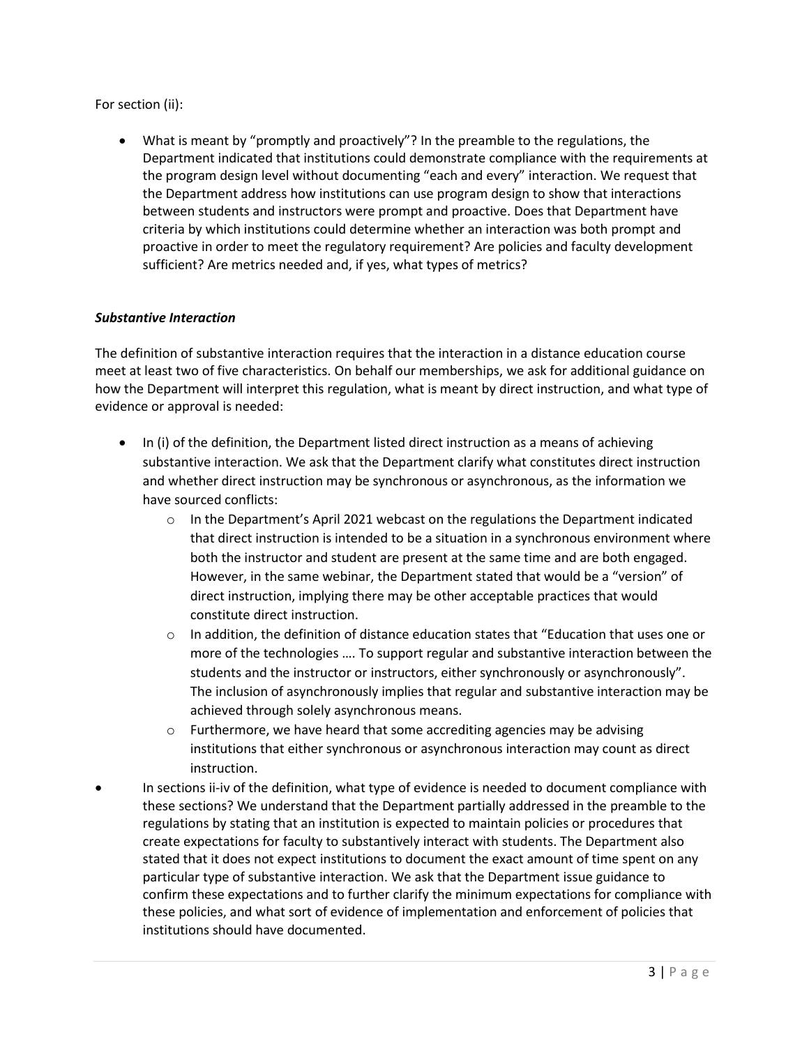For section (ii):

- What is meant by "promptly and proactively"? In the preamble to the regulations, the Department indicated that institutions could demonstrate compliance with the requirements at the program design level without documenting "each and every" interaction. We request that the Department address how institutions can use program design to show that interactions between students and instructors were prompt and proactive. Does that Department have criteria by which institutions could determine whether an interaction was both prompt and proactive in order to meet the regulatory requirement? Are policies and faculty development sufficient? Are metrics needed and, if yes, what types of metrics?

### *Substantive Interaction*

The definition of substantive interaction requires that the interaction in a distance education course meet at least two of five characteristics. On behalf our memberships, we ask for additional guidance on how the Department will interpret this regulation, what is meant by direct instruction, and what type of evidence or approval is needed:

- In (i) of the definition, the Department listed direct instruction as a means of achieving substantive interaction. We ask that the Department clarify what constitutes direct instruction and whether direct instruction may be synchronous or asynchronous, as the information we have sourced conflicts:
  - In the Department's April 2021 webcast on the regulations the Department indicated that direct instruction is intended to be a situation in a synchronous environment where both the instructor and student are present at the same time and are both engaged. However, in the same webinar, the Department stated that would be a "version" of direct instruction, implying there may be other acceptable practices that would constitute direct instruction.
  - In addition, the definition of distance education states that "Education that uses one or more of the technologies …. To support regular and substantive interaction between the students and the instructor or instructors, either synchronously or asynchronously". The inclusion of asynchronously implies that regular and substantive interaction may be achieved through solely asynchronous means.
  - Furthermore, we have heard that some accrediting agencies may be advising institutions that either synchronous or asynchronous interaction may count as direct instruction.
- In sections ii-iv of the definition, what type of evidence is needed to document compliance with these sections? We understand that the Department partially addressed in the preamble to the regulations by stating that an institution is expected to maintain policies or procedures that create expectations for faculty to substantively interact with students. The Department also stated that it does not expect institutions to document the exact amount of time spent on any particular type of substantive interaction. We ask that the Department issue guidance to confirm these expectations and to further clarify the minimum expectations for compliance with these policies, and what sort of evidence of implementation and enforcement of policies that institutions should have documented.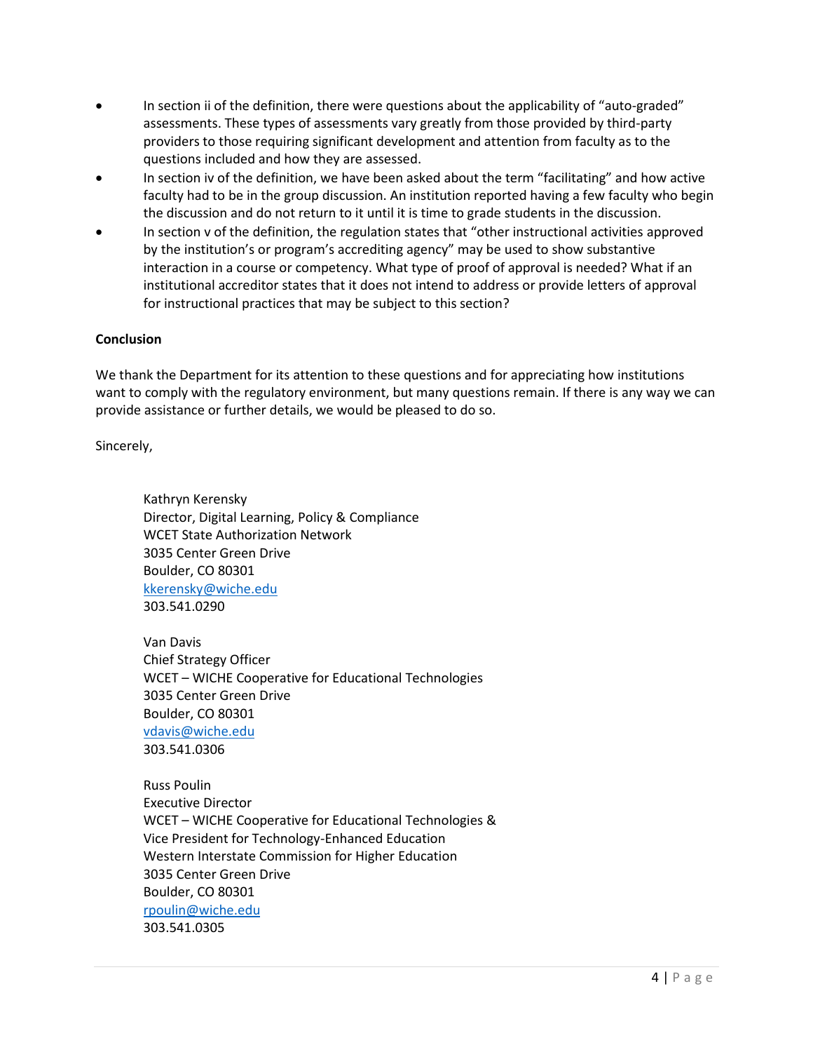- In section ii of the definition, there were questions about the applicability of "auto-graded" assessments. These types of assessments vary greatly from those provided by third-party providers to those requiring significant development and attention from faculty as to the questions included and how they are assessed.
- In section iv of the definition, we have been asked about the term "facilitating" and how active faculty had to be in the group discussion. An institution reported having a few faculty who begin the discussion and do not return to it until it is time to grade students in the discussion.
- In section v of the definition, the regulation states that "other instructional activities approved by the institution's or program's accrediting agency" may be used to show substantive interaction in a course or competency. What type of proof of approval is needed? What if an institutional accreditor states that it does not intend to address or provide letters of approval for instructional practices that may be subject to this section?

**Conclusion**

We thank the Department for its attention to these questions and for appreciating how institutions want to comply with the regulatory environment, but many questions remain. If there is any way we can provide assistance or further details, we would be pleased to do so.

Sincerely,

Kathryn Kerensky
Director, Digital Learning, Policy & Compliance
WCET State Authorization Network
3035 Center Green Drive
Boulder, CO 80301
kkerensky@wiche.edu
303.541.0290

Van Davis
Chief Strategy Officer
WCET – WICHE Cooperative for Educational Technologies
3035 Center Green Drive
Boulder, CO 80301
vdavis@wiche.edu
303.541.0306

Russ Poulin
Executive Director
WCET – WICHE Cooperative for Educational Technologies &
Vice President for Technology-Enhanced Education
Western Interstate Commission for Higher Education
3035 Center Green Drive
Boulder, CO 80301
rpoulin@wiche.edu
303.541.0305